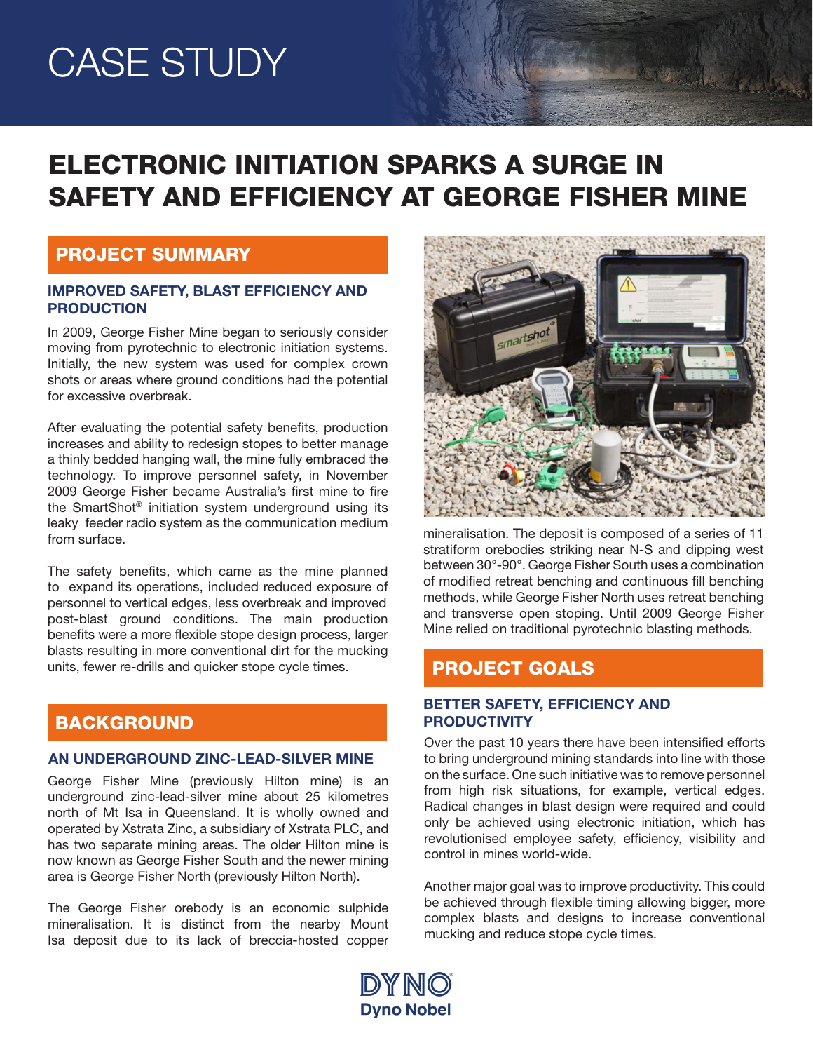# CASE STUDY

# ELECTRONIC INITIATION SPARKS A SURGE IN SAFETY AND EFFICIENCY AT GEORGE FISHER MINE

## PROJECT SUMMARY

### IMPROVED SAFETY, BLAST EFFICIENCY AND PRODUCTION

In 2009, George Fisher Mine began to seriously consider moving from pyrotechnic to electronic initiation systems. Initially, the new system was used for complex crown shots or areas where ground conditions had the potential for excessive overbreak.

After evaluating the potential safety benefits, production increases and ability to redesign stopes to better manage a thinly bedded hanging wall, the mine fully embraced the technology. To improve personnel safety, in November 2009 George Fisher became Australia's first mine to fire the SmartShot® initiation system underground using its leaky feeder radio system as the communication medium from surface.

The safety benefits, which came as the mine planned to expand its operations, included reduced exposure of personnel to vertical edges, less overbreak and improved post-blast ground conditions. The main production benefits were a more flexible stope design process, larger blasts resulting in more conventional dirt for the mucking units, fewer re-drills and quicker stope cycle times.

## BACKGROUND

### AN UNDERGROUND ZINC-LEAD-SILVER MINE

George Fisher Mine (previously Hilton mine) is an underground zinc-lead-silver mine about 25 kilometres north of Mt Isa in Queensland. It is wholly owned and operated by Xstrata Zinc, a subsidiary of Xstrata PLC, and has two separate mining areas. The older Hilton mine is now known as George Fisher South and the newer mining area is George Fisher North (previously Hilton North).

The George Fisher orebody is an economic sulphide mineralisation. It is distinct from the nearby Mount Isa deposit due to its lack of breccia-hosted copper mineralisation. The deposit is composed of a series of 11 stratiform orebodies striking near N-S and dipping west between 30°-90°. George Fisher South uses a combination of modified retreat benching and continuous fill benching methods, while George Fisher North uses retreat benching and transverse open stoping. Until 2009 George Fisher Mine relied on traditional pyrotechnic blasting methods.

## PROJECT GOALS

### BETTER SAFETY, EFFICIENCY AND PRODUCTIVITY

Over the past 10 years there have been intensified efforts to bring underground mining standards into line with those on the surface. One such initiative was to remove personnel from high risk situations, for example, vertical edges. Radical changes in blast design were required and could only be achieved using electronic initiation, which has revolutionised employee safety, efficiency, visibility and control in mines world-wide.

Another major goal was to improve productivity. This could be achieved through flexible timing allowing bigger, more complex blasts and designs to increase conventional mucking and reduce stope cycle times.

DYNO Dyno Nobel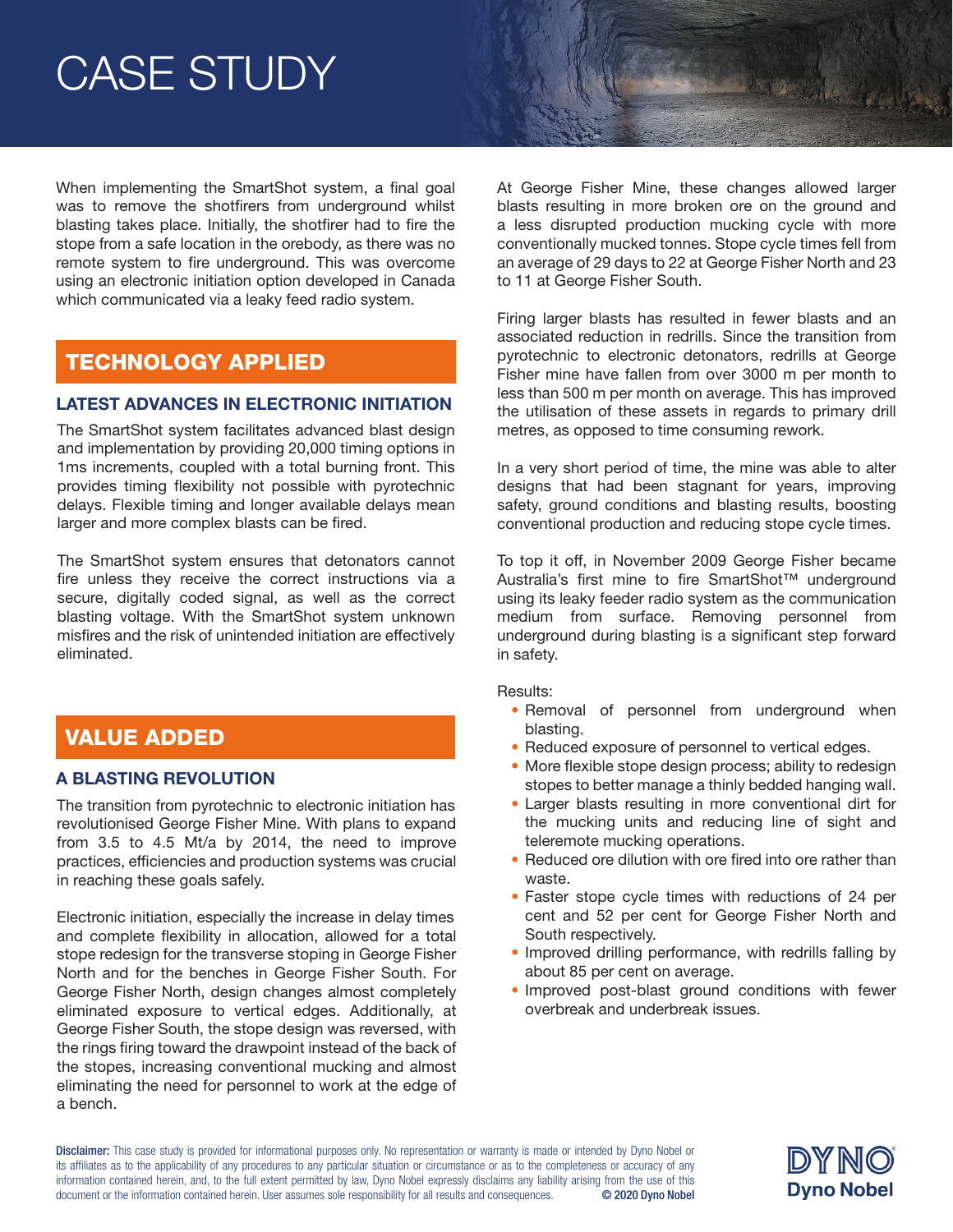# CASE STUDY

When implementing the SmartShot system, a final goal was to remove the shotfirers from underground whilst blasting takes place. Initially, the shotfirer had to fire the stope from a safe location in the orebody, as there was no remote system to fire underground. This was overcome using an electronic initiation option developed in Canada which communicated via a leaky feed radio system.

## TECHNOLOGY APPLIED

### LATEST ADVANCES IN ELECTRONIC INITIATION

The SmartShot system facilitates advanced blast design and implementation by providing 20,000 timing options in 1ms increments, coupled with a total burning front. This provides timing flexibility not possible with pyrotechnic delays. Flexible timing and longer available delays mean larger and more complex blasts can be fired.

The SmartShot system ensures that detonators cannot fire unless they receive the correct instructions via a secure, digitally coded signal, as well as the correct blasting voltage. With the SmartShot system unknown misfires and the risk of unintended initiation are effectively eliminated.

## VALUE ADDED

### A BLASTING REVOLUTION

The transition from pyrotechnic to electronic initiation has revolutionised George Fisher Mine. With plans to expand from 3.5 to 4.5 Mt/a by 2014, the need to improve practices, efficiencies and production systems was crucial in reaching these goals safely.

Electronic initiation, especially the increase in delay times and complete flexibility in allocation, allowed for a total stope redesign for the transverse stoping in George Fisher North and for the benches in George Fisher South. For George Fisher North, design changes almost completely eliminated exposure to vertical edges. Additionally, at George Fisher South, the stope design was reversed, with the rings firing toward the drawpoint instead of the back of the stopes, increasing conventional mucking and almost eliminating the need for personnel to work at the edge of a bench.

At George Fisher Mine, these changes allowed larger blasts resulting in more broken ore on the ground and a less disrupted production mucking cycle with more conventionally mucked tonnes. Stope cycle times fell from an average of 29 days to 22 at George Fisher North and 23 to 11 at George Fisher South.

Firing larger blasts has resulted in fewer blasts and an associated reduction in redrills. Since the transition from pyrotechnic to electronic detonators, redrills at George Fisher mine have fallen from over 3000 m per month to less than 500 m per month on average. This has improved the utilisation of these assets in regards to primary drill metres, as opposed to time consuming rework.

In a very short period of time, the mine was able to alter designs that had been stagnant for years, improving safety, ground conditions and blasting results, boosting conventional production and reducing stope cycle times.

To top it off, in November 2009 George Fisher became Australia's first mine to fire SmartShot™ underground using its leaky feeder radio system as the communication medium from surface. Removing personnel from underground during blasting is a significant step forward in safety.

Results:

- Removal of personnel from underground when blasting.
- Reduced exposure of personnel to vertical edges.
- More flexible stope design process; ability to redesign stopes to better manage a thinly bedded hanging wall.
- Larger blasts resulting in more conventional dirt for the mucking units and reducing line of sight and teleremote mucking operations.
- Reduced ore dilution with ore fired into ore rather than waste.
- Faster stope cycle times with reductions of 24 per cent and 52 per cent for George Fisher North and South respectively.
- Improved drilling performance, with redrills falling by about 85 per cent on average.
- Improved post-blast ground conditions with fewer overbreak and underbreak issues.

**Disclaimer:** This case study is provided for informational purposes only. No representation or warranty is made or intended by Dyno Nobel or its affiliates as to the applicability of any procedures to any particular situation or circumstance or as to the completeness or accuracy of any information contained herein, and, to the full extent permitted by law, Dyno Nobel expressly disclaims any liability arising from the use of this document or the information contained herein. User assumes sole responsibility for all results and consequences. **© 2020 Dyno Nobel**

DYNO
Dyno Nobel